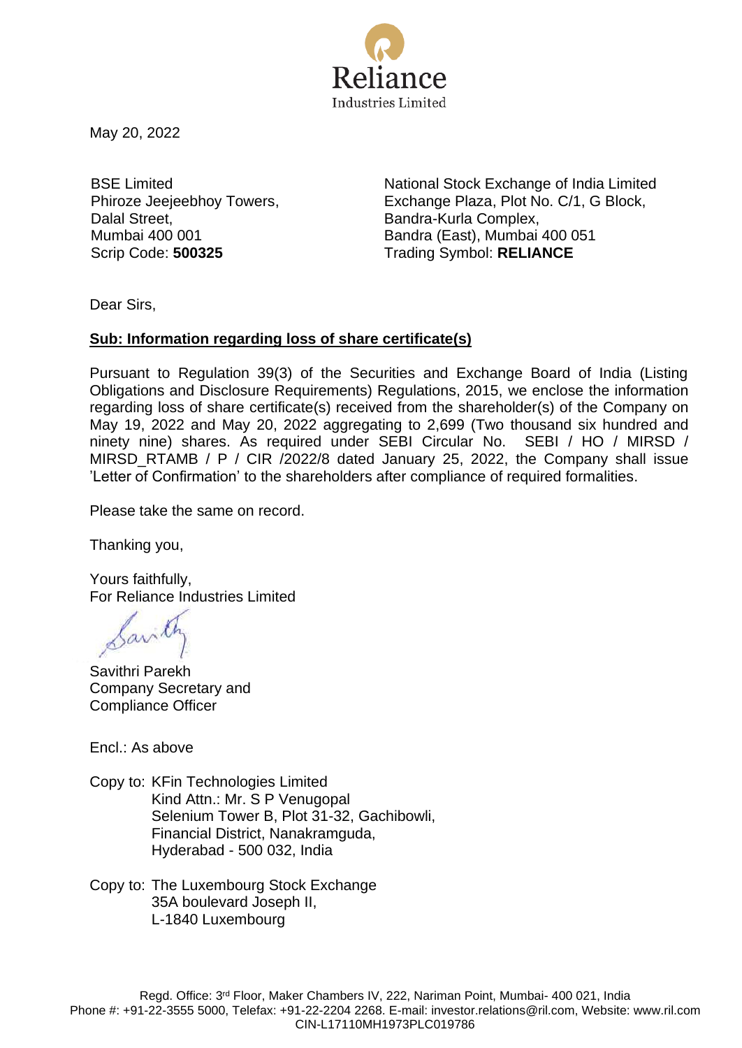Reliance
Industries Limited

May 20, 2022

BSE Limited
Phiroze Jeejeebhoy Towers,
Dalal Street,
Mumbai 400 001
Scrip Code: **500325**

National Stock Exchange of India Limited
Exchange Plaza, Plot No. C/1, G Block,
Bandra-Kurla Complex,
Bandra (East), Mumbai 400 051
Trading Symbol: **RELIANCE**

Dear Sirs,

**Sub: Information regarding loss of share certificate(s)**

Pursuant to Regulation 39(3) of the Securities and Exchange Board of India (Listing Obligations and Disclosure Requirements) Regulations, 2015, we enclose the information regarding loss of share certificate(s) received from the shareholder(s) of the Company on May 19, 2022 and May 20, 2022 aggregating to 2,699 (Two thousand six hundred and ninety nine) shares. As required under SEBI Circular No. SEBI / HO / MIRSD / MIRSD_RTAMB / P / CIR /2022/8 dated January 25, 2022, the Company shall issue 'Letter of Confirmation' to the shareholders after compliance of required formalities.

Please take the same on record.

Thanking you,

Yours faithfully,
For Reliance Industries Limited

Savithri Parekh
Company Secretary and
Compliance Officer

Encl.: As above

Copy to: KFin Technologies Limited
Kind Attn.: Mr. S P Venugopal
Selenium Tower B, Plot 31-32, Gachibowli,
Financial District, Nanakramguda,
Hyderabad - 500 032, India

Copy to: The Luxembourg Stock Exchange
35A boulevard Joseph II,
L-1840 Luxembourg

Regd. Office: 3rd Floor, Maker Chambers IV, 222, Nariman Point, Mumbai- 400 021, India
Phone #: +91-22-3555 5000, Telefax: +91-22-2204 2268. E-mail: investor.relations@ril.com, Website: www.ril.com
CIN-L17110MH1973PLC019786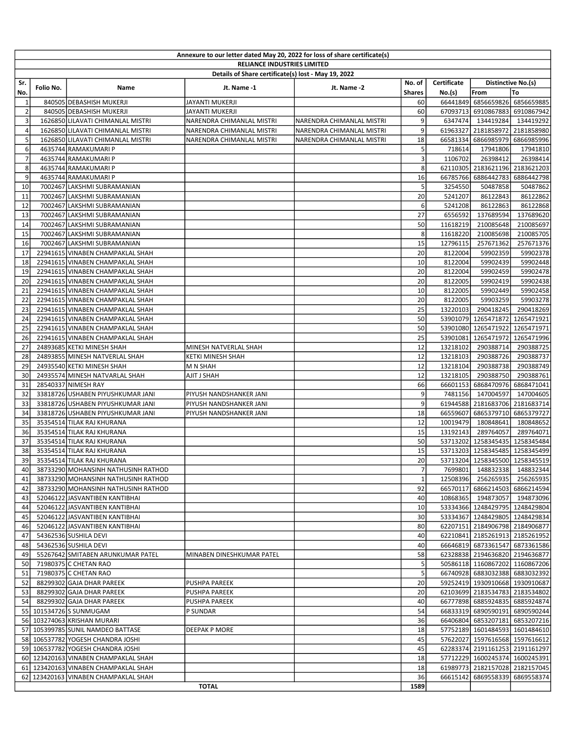| Annexure to our letter dated May 20, 2022 for loss of share certificate(s) | | | | | | | | |
|---|---|---|---|---|---|---|---|---|
| RELIANCE INDUSTRIES LIMITED | | | | | | | | |
| Details of Share certificate(s) lost - May 19, 2022 | | | | | | | | |
| Sr. No. | Folio No. | Name | Jt. Name -1 | Jt. Name -2 | No. of Shares | Certificate No.(s) | Distinctive No.(s) | |
| | | | | | | | From | To |
| 1 | 840505 | DEBASHISH MUKERJI | JAYANTI MUKERJI | | 60 | 66441849 | 6856659826 | 6856659885 |
| 2 | 840505 | DEBASHISH MUKERJI | JAYANTI MUKERJI | | 60 | 67093713 | 6910867883 | 6910867942 |
| 3 | 1626850 | LILAVATI CHIMANLAL MISTRI | NARENDRA CHIMANLAL MISTRI | NARENDRA CHIMANLAL MISTRI | 9 | 6347474 | 134419284 | 134419292 |
| 4 | 1626850 | LILAVATI CHIMANLAL MISTRI | NARENDRA CHIMANLAL MISTRI | NARENDRA CHIMANLAL MISTRI | 9 | 61963327 | 2181858972 | 2181858980 |
| 5 | 1626850 | LILAVATI CHIMANLAL MISTRI | NARENDRA CHIMANLAL MISTRI | NARENDRA CHIMANLAL MISTRI | 18 | 66581334 | 6866985979 | 6866985996 |
| 6 | 4635744 | RAMAKUMARI P | | | 5 | 718614 | 17941806 | 17941810 |
| 7 | 4635744 | RAMAKUMARI P | | | 3 | 1106702 | 26398412 | 26398414 |
| 8 | 4635744 | RAMAKUMARI P | | | 8 | 62110305 | 2183621196 | 2183621203 |
| 9 | 4635744 | RAMAKUMARI P | | | 16 | 66785766 | 6886442783 | 6886442798 |
| 10 | 7002467 | LAKSHMI SUBRAMANIAN | | | 5 | 3254550 | 50487858 | 50487862 |
| 11 | 7002467 | LAKSHMI SUBRAMANIAN | | | 20 | 5241207 | 86122843 | 86122862 |
| 12 | 7002467 | LAKSHMI SUBRAMANIAN | | | 6 | 5241208 | 86122863 | 86122868 |
| 13 | 7002467 | LAKSHMI SUBRAMANIAN | | | 27 | 6556592 | 137689594 | 137689620 |
| 14 | 7002467 | LAKSHMI SUBRAMANIAN | | | 50 | 11618219 | 210085648 | 210085697 |
| 15 | 7002467 | LAKSHMI SUBRAMANIAN | | | 8 | 11618220 | 210085698 | 210085705 |
| 16 | 7002467 | LAKSHMI SUBRAMANIAN | | | 15 | 12796115 | 257671362 | 257671376 |
| 17 | 22941615 | VINABEN CHAMPAKLAL SHAH | | | 20 | 8122004 | 59902359 | 59902378 |
| 18 | 22941615 | VINABEN CHAMPAKLAL SHAH | | | 10 | 8122004 | 59902439 | 59902448 |
| 19 | 22941615 | VINABEN CHAMPAKLAL SHAH | | | 20 | 8122004 | 59902459 | 59902478 |
| 20 | 22941615 | VINABEN CHAMPAKLAL SHAH | | | 20 | 8122005 | 59902419 | 59902438 |
| 21 | 22941615 | VINABEN CHAMPAKLAL SHAH | | | 10 | 8122005 | 59902449 | 59902458 |
| 22 | 22941615 | VINABEN CHAMPAKLAL SHAH | | | 20 | 8122005 | 59903259 | 59903278 |
| 23 | 22941615 | VINABEN CHAMPAKLAL SHAH | | | 25 | 13220103 | 290418245 | 290418269 |
| 24 | 22941615 | VINABEN CHAMPAKLAL SHAH | | | 50 | 53901079 | 1265471872 | 1265471921 |
| 25 | 22941615 | VINABEN CHAMPAKLAL SHAH | | | 50 | 53901080 | 1265471922 | 1265471971 |
| 26 | 22941615 | VINABEN CHAMPAKLAL SHAH | | | 25 | 53901081 | 1265471972 | 1265471996 |
| 27 | 24893685 | KETKI MINESH SHAH | MINESH NATVERLAL SHAH | | 12 | 13218102 | 290388714 | 290388725 |
| 28 | 24893855 | MINESH NATVERLAL SHAH | KETKI MINESH SHAH | | 12 | 13218103 | 290388726 | 290388737 |
| 29 | 24935540 | KETKI MINESH SHAH | M N SHAH | | 12 | 13218104 | 290388738 | 290388749 |
| 30 | 24935574 | MINESH NATVARLAL SHAH | AJIT J SHAH | | 12 | 13218105 | 290388750 | 290388761 |
| 31 | 28540337 | NIMESH RAY | | | 66 | 66601153 | 6868470976 | 6868471041 |
| 32 | 33818726 | USHABEN PIYUSHKUMAR JANI | PIYUSH NANDSHANKER JANI | | 9 | 7481156 | 147004597 | 147004605 |
| 33 | 33818726 | USHABEN PIYUSHKUMAR JANI | PIYUSH NANDSHANKER JANI | | 9 | 61944588 | 2181683706 | 2181683714 |
| 34 | 33818726 | USHABEN PIYUSHKUMAR JANI | PIYUSH NANDSHANKER JANI | | 18 | 66559607 | 6865379710 | 6865379727 |
| 35 | 35354514 | TILAK RAJ KHURANA | | | 12 | 10019479 | 180848641 | 180848652 |
| 36 | 35354514 | TILAK RAJ KHURANA | | | 15 | 13192143 | 289764057 | 289764071 |
| 37 | 35354514 | TILAK RAJ KHURANA | | | 50 | 53713202 | 1258345435 | 1258345484 |
| 38 | 35354514 | TILAK RAJ KHURANA | | | 15 | 53713203 | 1258345485 | 1258345499 |
| 39 | 35354514 | TILAK RAJ KHURANA | | | 20 | 53713204 | 1258345500 | 1258345519 |
| 40 | 38733290 | MOHANSINH NATHUSINH RATHOD | | | 7 | 7699801 | 148832338 | 148832344 |
| 41 | 38733290 | MOHANSINH NATHUSINH RATHOD | | | 1 | 12508396 | 256265935 | 256265935 |
| 42 | 38733290 | MOHANSINH NATHUSINH RATHOD | | | 92 | 66570117 | 6866214503 | 6866214594 |
| 43 | 52046122 | JASVANTIBEN KANTIBHAI | | | 40 | 10868365 | 194873057 | 194873096 |
| 44 | 52046122 | JASVANTIBEN KANTIBHAI | | | 10 | 53334366 | 1248429795 | 1248429804 |
| 45 | 52046122 | JASVANTIBEN KANTIBHAI | | | 30 | 53334367 | 1248429805 | 1248429834 |
| 46 | 52046122 | JASVANTIBEN KANTIBHAI | | | 80 | 62207151 | 2184906798 | 2184906877 |
| 47 | 54362536 | SUSHILA DEVI | | | 40 | 62210841 | 2185261913 | 2185261952 |
| 48 | 54362536 | SUSHILA DEVI | | | 40 | 66646819 | 6873361547 | 6873361586 |
| 49 | 55267642 | SMITABEN ARUNKUMAR PATEL | MINABEN DINESHKUMAR PATEL | | 58 | 62328838 | 2194636820 | 2194636877 |
| 50 | 71980375 | C CHETAN RAO | | | 5 | 50586118 | 1160867202 | 1160867206 |
| 51 | 71980375 | C CHETAN RAO | | | 5 | 66740928 | 6883032388 | 6883032392 |
| 52 | 88299302 | GAJA DHAR PAREEK | PUSHPA PAREEK | | 20 | 59252419 | 1930910668 | 1930910687 |
| 53 | 88299302 | GAJA DHAR PAREEK | PUSHPA PAREEK | | 20 | 62103699 | 2183534783 | 2183534802 |
| 54 | 88299302 | GAJA DHAR PAREEK | PUSHPA PAREEK | | 40 | 66777898 | 6885924835 | 6885924874 |
| 55 | 101534726 | S SUNMUGAM | P SUNDAR | | 54 | 66833319 | 6890590191 | 6890590244 |
| 56 | 103274063 | KRISHAN MURARI | | | 36 | 66406804 | 6853207181 | 6853207216 |
| 57 | 105399785 | SUNIL NAMDEO BATTASE | DEEPAK P MORE | | 18 | 57752189 | 1601484593 | 1601484610 |
| 58 | 106537782 | YOGESH CHANDRA JOSHI | | | 45 | 57622027 | 1597616568 | 1597616612 |
| 59 | 106537782 | YOGESH CHANDRA JOSHI | | | 45 | 62283374 | 2191161253 | 2191161297 |
| 60 | 123420163 | VINABEN CHAMPAKLAL SHAH | | | 18 | 57712229 | 1600245374 | 1600245391 |
| 61 | 123420163 | VINABEN CHAMPAKLAL SHAH | | | 18 | 61989773 | 2182157028 | 2182157045 |
| 62 | 123420163 | VINABEN CHAMPAKLAL SHAH | | | 36 | 66615142 | 6869558339 | 6869558374 |
| | | | TOTAL | | 1589 | | | |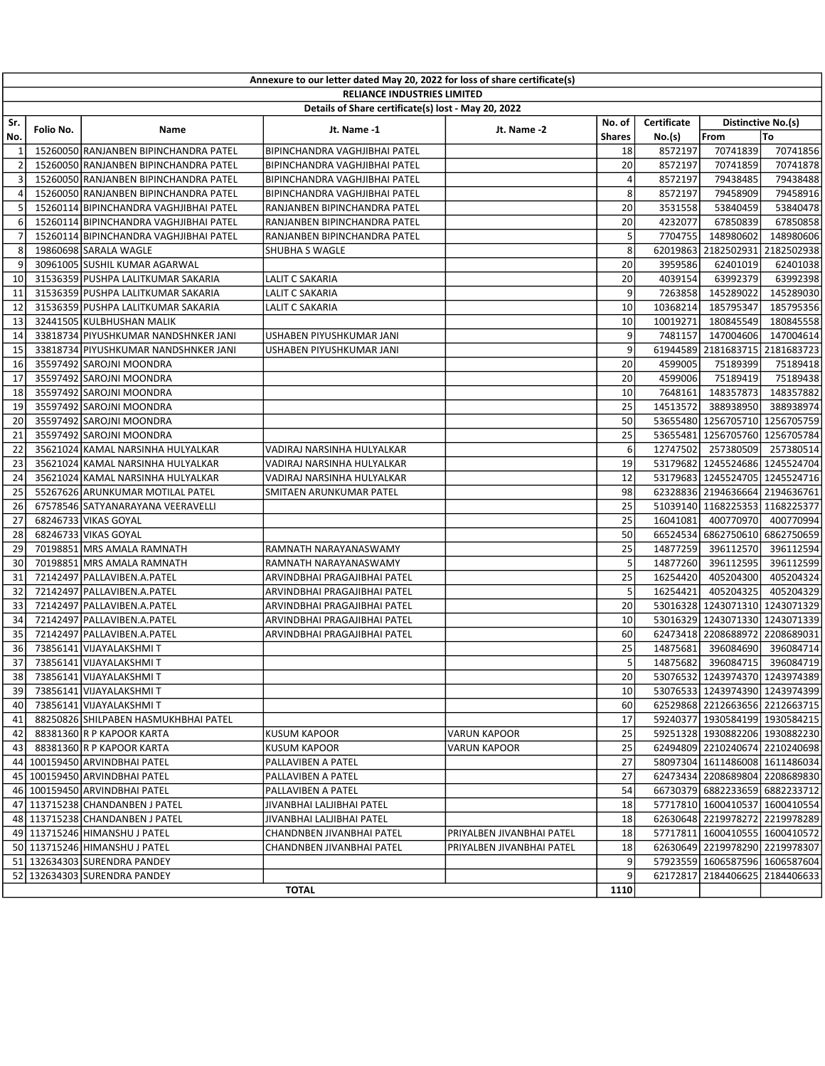| Annexure to our letter dated May 20, 2022 for loss of share certificate(s) | | | | | | | | |
|---|---|---|---|---|---|---|---|---|
| **RELIANCE INDUSTRIES LIMITED** | | | | | | | | |
| **Details of Share certificate(s) lost - May 20, 2022** | | | | | | | | |
| **Sr. No.** | **Folio No.** | **Name** | **Jt. Name -1** | **Jt. Name -2** | **No. of Shares** | **Certificate No.(s)** | **Distinctive No.(s)** | |
| | | | | | | | **From** | **To** |
| 1 | 15260050 | RANJANBEN BIPINCHANDRA PATEL | BIPINCHANDRA VAGHJIBHAI PATEL | | 18 | 8572197 | 70741839 | 70741856 |
| 2 | 15260050 | RANJANBEN BIPINCHANDRA PATEL | BIPINCHANDRA VAGHJIBHAI PATEL | | 20 | 8572197 | 70741859 | 70741878 |
| 3 | 15260050 | RANJANBEN BIPINCHANDRA PATEL | BIPINCHANDRA VAGHJIBHAI PATEL | | 4 | 8572197 | 79438485 | 79438488 |
| 4 | 15260050 | RANJANBEN BIPINCHANDRA PATEL | BIPINCHANDRA VAGHJIBHAI PATEL | | 8 | 8572197 | 79458909 | 79458916 |
| 5 | 15260114 | BIPINCHANDRA VAGHJIBHAI PATEL | RANJANBEN BIPINCHANDRA PATEL | | 20 | 3531558 | 53840459 | 53840478 |
| 6 | 15260114 | BIPINCHANDRA VAGHJIBHAI PATEL | RANJANBEN BIPINCHANDRA PATEL | | 20 | 4232077 | 67850839 | 67850858 |
| 7 | 15260114 | BIPINCHANDRA VAGHJIBHAI PATEL | RANJANBEN BIPINCHANDRA PATEL | | 5 | 7704755 | 148980602 | 148980606 |
| 8 | 19860698 | SARALA WAGLE | SHUBHA S WAGLE | | 8 | 62019863 | 2182502931 | 2182502938 |
| 9 | 30961005 | SUSHIL KUMAR AGARWAL | | | 20 | 3959586 | 62401019 | 62401038 |
| 10 | 31536359 | PUSHPA LALITKUMAR SAKARIA | LALIT C SAKARIA | | 20 | 4039154 | 63992379 | 63992398 |
| 11 | 31536359 | PUSHPA LALITKUMAR SAKARIA | LALIT C SAKARIA | | 9 | 7263858 | 145289022 | 145289030 |
| 12 | 31536359 | PUSHPA LALITKUMAR SAKARIA | LALIT C SAKARIA | | 10 | 10368214 | 185795347 | 185795356 |
| 13 | 32441505 | KULBHUSHAN MALIK | | | 10 | 10019271 | 180845549 | 180845558 |
| 14 | 33818734 | PIYUSHKUMAR NANDSHNKER JANI | USHABEN PIYUSHKUMAR JANI | | 9 | 7481157 | 147004606 | 147004614 |
| 15 | 33818734 | PIYUSHKUMAR NANDSHNKER JANI | USHABEN PIYUSHKUMAR JANI | | 9 | 61944589 | 2181683715 | 2181683723 |
| 16 | 35597492 | SAROJNI MOONDRA | | | 20 | 4599005 | 75189399 | 75189418 |
| 17 | 35597492 | SAROJNI MOONDRA | | | 20 | 4599006 | 75189419 | 75189438 |
| 18 | 35597492 | SAROJNI MOONDRA | | | 10 | 7648161 | 148357873 | 148357882 |
| 19 | 35597492 | SAROJNI MOONDRA | | | 25 | 14513572 | 388938950 | 388938974 |
| 20 | 35597492 | SAROJNI MOONDRA | | | 50 | 53655480 | 1256705710 | 1256705759 |
| 21 | 35597492 | SAROJNI MOONDRA | | | 25 | 53655481 | 1256705760 | 1256705784 |
| 22 | 35621024 | KAMAL NARSINHA HULYALKAR | VADIRAJ NARSINHA HULYALKAR | | 6 | 12747502 | 257380509 | 257380514 |
| 23 | 35621024 | KAMAL NARSINHA HULYALKAR | VADIRAJ NARSINHA HULYALKAR | | 19 | 53179682 | 1245524686 | 1245524704 |
| 24 | 35621024 | KAMAL NARSINHA HULYALKAR | VADIRAJ NARSINHA HULYALKAR | | 12 | 53179683 | 1245524705 | 1245524716 |
| 25 | 55267626 | ARUNKUMAR MOTILAL PATEL | SMITAEN ARUNKUMAR PATEL | | 98 | 62328836 | 2194636664 | 2194636761 |
| 26 | 67578546 | SATYANARAYANA VEERAVELLI | | | 25 | 51039140 | 1168225353 | 1168225377 |
| 27 | 68246733 | VIKAS GOYAL | | | 25 | 16041081 | 400770970 | 400770994 |
| 28 | 68246733 | VIKAS GOYAL | | | 50 | 66524534 | 6862750610 | 6862750659 |
| 29 | 70198851 | MRS AMALA RAMNATH | RAMNATH NARAYANASWAMY | | 25 | 14877259 | 396112570 | 396112594 |
| 30 | 70198851 | MRS AMALA RAMNATH | RAMNATH NARAYANASWAMY | | 5 | 14877260 | 396112595 | 396112599 |
| 31 | 72142497 | PALLAVIBEN.A.PATEL | ARVINDBHAI PRAGAJIBHAI PATEL | | 25 | 16254420 | 405204300 | 405204324 |
| 32 | 72142497 | PALLAVIBEN.A.PATEL | ARVINDBHAI PRAGAJIBHAI PATEL | | 5 | 16254421 | 405204325 | 405204329 |
| 33 | 72142497 | PALLAVIBEN.A.PATEL | ARVINDBHAI PRAGAJIBHAI PATEL | | 20 | 53016328 | 1243071310 | 1243071329 |
| 34 | 72142497 | PALLAVIBEN.A.PATEL | ARVINDBHAI PRAGAJIBHAI PATEL | | 10 | 53016329 | 1243071330 | 1243071339 |
| 35 | 72142497 | PALLAVIBEN.A.PATEL | ARVINDBHAI PRAGAJIBHAI PATEL | | 60 | 62473418 | 2208688972 | 2208689031 |
| 36 | 73856141 | VIJAYALAKSHMI T | | | 25 | 14875681 | 396084690 | 396084714 |
| 37 | 73856141 | VIJAYALAKSHMI T | | | 5 | 14875682 | 396084715 | 396084719 |
| 38 | 73856141 | VIJAYALAKSHMI T | | | 20 | 53076532 | 1243974370 | 1243974389 |
| 39 | 73856141 | VIJAYALAKSHMI T | | | 10 | 53076533 | 1243974390 | 1243974399 |
| 40 | 73856141 | VIJAYALAKSHMI T | | | 60 | 62529868 | 2212663656 | 2212663715 |
| 41 | 88250826 | SHILPABEN HASMUKHBHAI PATEL | | | 17 | 59240377 | 1930584199 | 1930584215 |
| 42 | 88381360 | R P KAPOOR KARTA | KUSUM KAPOOR | VARUN KAPOOR | 25 | 59251328 | 1930882206 | 1930882230 |
| 43 | 88381360 | R P KAPOOR KARTA | KUSUM KAPOOR | VARUN KAPOOR | 25 | 62494809 | 2210240674 | 2210240698 |
| 44 | 100159450 | ARVINDBHAI PATEL | PALLAVIBEN A PATEL | | 27 | 58097304 | 1611486008 | 1611486034 |
| 45 | 100159450 | ARVINDBHAI PATEL | PALLAVIBEN A PATEL | | 27 | 62473434 | 2208689804 | 2208689830 |
| 46 | 100159450 | ARVINDBHAI PATEL | PALLAVIBEN A PATEL | | 54 | 66730379 | 6882233659 | 6882233712 |
| 47 | 113715238 | CHANDANBEN J PATEL | JIVANBHAI LALJIBHAI PATEL | | 18 | 57717810 | 1600410537 | 1600410554 |
| 48 | 113715238 | CHANDANBEN J PATEL | JIVANBHAI LALJIBHAI PATEL | | 18 | 62630648 | 2219978272 | 2219978289 |
| 49 | 113715246 | HIMANSHU J PATEL | CHANDNBEN JIVANBHAI PATEL | PRIYALBEN JIVANBHAI PATEL | 18 | 57717811 | 1600410555 | 1600410572 |
| 50 | 113715246 | HIMANSHU J PATEL | CHANDNBEN JIVANBHAI PATEL | PRIYALBEN JIVANBHAI PATEL | 18 | 62630649 | 2219978290 | 2219978307 |
| 51 | 132634303 | SURENDRA PANDEY | | | 9 | 57923559 | 1606587596 | 1606587604 |
| 52 | 132634303 | SURENDRA PANDEY | | | 9 | 62172817 | 2184406625 | 2184406633 |
| **TOTAL** | | | | | **1110** | | | |